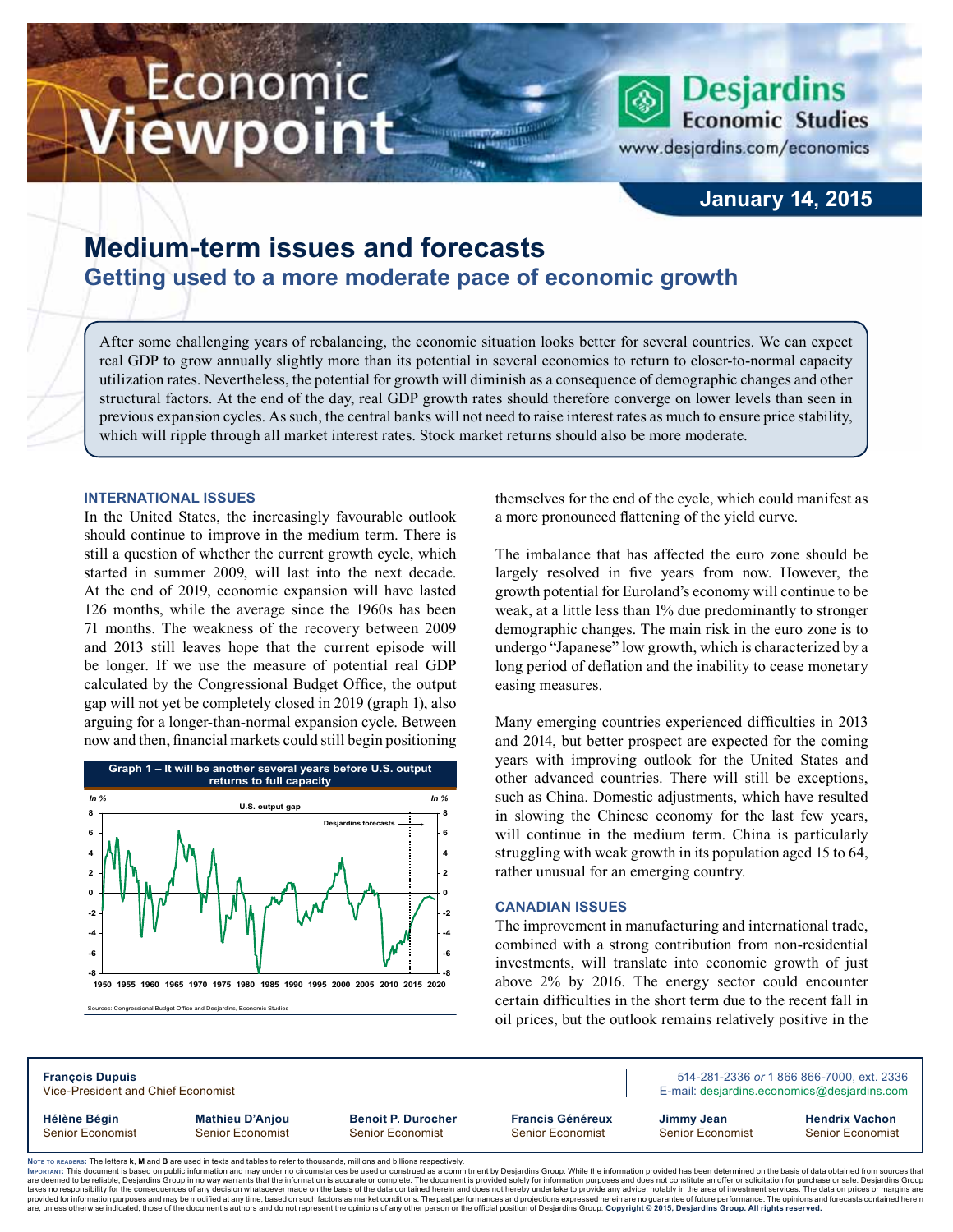# Economic Viewpoint

**Desjardins Economic Studies**
www.desjardins.com/economics

**January 14, 2015**

## Medium-term issues and forecasts

### Getting used to a more moderate pace of economic growth

After some challenging years of rebalancing, the economic situation looks better for several countries. We can expect real GDP to grow annually slightly more than its potential in several economies to return to closer-to-normal capacity utilization rates. Nevertheless, the potential for growth will diminish as a consequence of demographic changes and other structural factors. At the end of the day, real GDP growth rates should therefore converge on lower levels than seen in previous expansion cycles. As such, the central banks will not need to raise interest rates as much to ensure price stability, which will ripple through all market interest rates. Stock market returns should also be more moderate.

### International issues

In the United States, the increasingly favourable outlook should continue to improve in the medium term. There is still a question of whether the current growth cycle, which started in summer 2009, will last into the next decade. At the end of 2019, economic expansion will have lasted 126 months, while the average since the 1960s has been 71 months. The weakness of the recovery between 2009 and 2013 still leaves hope that the current episode will be longer. If we use the measure of potential real GDP calculated by the Congressional Budget Office, the output gap will not yet be completely closed in 2019 (graph 1), also arguing for a longer-than-normal expansion cycle. Between now and then, financial markets could still begin positioning themselves for the end of the cycle, which could manifest as a more pronounced flattening of the yield curve.

**Graph 1 – It will be another several years before U.S. output returns to full capacity**

Sources: Congressional Budget Office and Desjardins, Economic Studies

The imbalance that has affected the euro zone should be largely resolved in five years from now. However, the growth potential for Euroland's economy will continue to be weak, at a little less than 1% due predominantly to stronger demographic changes. The main risk in the euro zone is to undergo "Japanese" low growth, which is characterized by a long period of deflation and the inability to cease monetary easing measures.

Many emerging countries experienced difficulties in 2013 and 2014, but better prospect are expected for the coming years with improving outlook for the United States and other advanced countries. There will still be exceptions, such as China. Domestic adjustments, which have resulted in slowing the Chinese economy for the last few years, will continue in the medium term. China is particularly struggling with weak growth in its population aged 15 to 64, rather unusual for an emerging country.

### Canadian issues

The improvement in manufacturing and international trade, combined with a strong contribution from non-residential investments, will translate into economic growth of just above 2% by 2016. The energy sector could encounter certain difficulties in the short term due to the recent fall in oil prices, but the outlook remains relatively positive in the

---

**François Dupuis**
Vice-President and Chief Economist

514-281-2336 *or* 1 866 866-7000, ext. 2336
E-mail: desjardins.economics@desjardins.com

| | | | | | |
|---|---|---|---|---|---|
| **Hélène Bégin** Senior Economist | **Mathieu D'Anjou** Senior Economist | **Benoit P. Durocher** Senior Economist | **Francis Généreux** Senior Economist | **Jimmy Jean** Senior Economist | **Hendrix Vachon** Senior Economist |

Note to readers: The letters **k**, **M** and **B** are used in texts and tables to refer to thousands, millions and billions respectively.
Important: This document is based on public information and may under no circumstances be used or construed as a commitment by Desjardins Group. While the information provided has been determined on the basis of data obtained from sources that are deemed to be reliable, Desjardins Group in no way warrants that the information is accurate or complete. The document is provided solely for information purposes and does not constitute an offer or solicitation for purchase or sale. Desjardins Group takes no responsibility for the consequences of any decision whatsoever made on the basis of the data contained herein and does not hereby undertake to provide any advice, notably in the area of investment services. The data on prices or margins are provided for information purposes and may be modified at any time, based on such factors as market conditions. The past performances and projections expressed herein are no guarantee of future performance. The opinions and forecasts contained herein are, unless otherwise indicated, those of the document's authors and do not represent the opinions of any other person or the official position of Desjardins Group. **Copyright © 2015, Desjardins Group. All rights reserved.**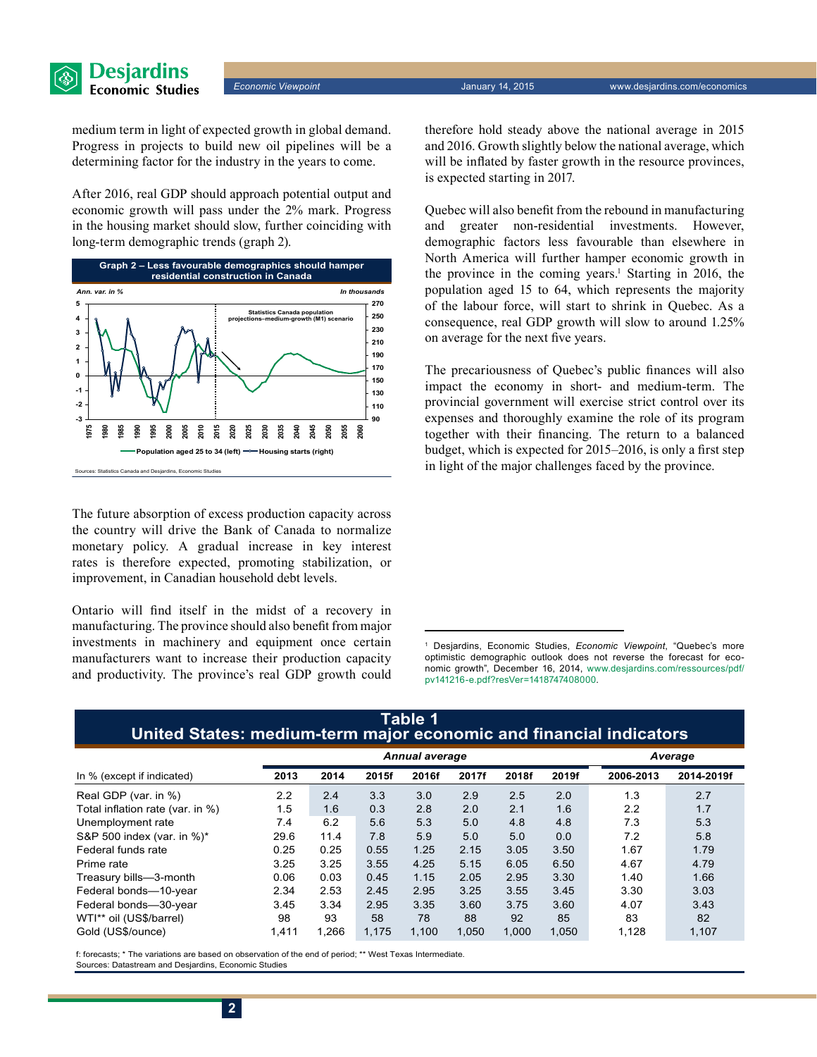medium term in light of expected growth in global demand. Progress in projects to build new oil pipelines will be a determining factor for the industry in the years to come.

After 2016, real GDP should approach potential output and economic growth will pass under the 2% mark. Progress in the housing market should slow, further coinciding with long-term demographic trends (graph 2).

**Graph 2 – Less favourable demographics should hamper residential construction in Canada**

Sources: Statistics Canada and Desjardins, Economic Studies

The future absorption of excess production capacity across the country will drive the Bank of Canada to normalize monetary policy. A gradual increase in key interest rates is therefore expected, promoting stabilization, or improvement, in Canadian household debt levels.

Ontario will find itself in the midst of a recovery in manufacturing. The province should also benefit from major investments in machinery and equipment once certain manufacturers want to increase their production capacity and productivity. The province's real GDP growth could therefore hold steady above the national average in 2015 and 2016. Growth slightly below the national average, which will be inflated by faster growth in the resource provinces, is expected starting in 2017.

Quebec will also benefit from the rebound in manufacturing and greater non-residential investments. However, demographic factors less favourable than elsewhere in North America will further hamper economic growth in the province in the coming years.[1] Starting in 2016, the population aged 15 to 64, which represents the majority of the labour force, will start to shrink in Quebec. As a consequence, real GDP growth will slow to around 1.25% on average for the next five years.

The precariousness of Quebec's public finances will also impact the economy in short- and medium-term. The provincial government will exercise strict control over its expenses and thoroughly examine the role of its program together with their financing. The return to a balanced budget, which is expected for 2015–2016, is only a first step in light of the major challenges faced by the province.

[1] Desjardins, Economic Studies, *Economic Viewpoint*, "Quebec's more optimistic demographic outlook does not reverse the forecast for economic growth", December 16, 2014, www.desjardins.com/ressources/pdf/pv141216-e.pdf?resVer=1418747408000.

**Table 1**
**United States: medium-term major economic and financial indicators**

| In % (except if indicated) | Annual average | | | | | | | Average | |
|---|---|---|---|---|---|---|---|---|---|
| | 2013 | 2014 | 2015f | 2016f | 2017f | 2018f | 2019f | 2006-2013 | 2014-2019f |
| Real GDP (var. in %) | 2.2 | 2.4 | 3.3 | 3.0 | 2.9 | 2.5 | 2.0 | 1.3 | 2.7 |
| Total inflation rate (var. in %) | 1.5 | 1.6 | 0.3 | 2.8 | 2.0 | 2.1 | 1.6 | 2.2 | 1.7 |
| Unemployment rate | 7.4 | 6.2 | 5.6 | 5.3 | 5.0 | 4.8 | 4.8 | 7.3 | 5.3 |
| S&P 500 index (var. in %)* | 29.6 | 11.4 | 7.8 | 5.9 | 5.0 | 5.0 | 0.0 | 7.2 | 5.8 |
| Federal funds rate | 0.25 | 0.25 | 0.55 | 1.25 | 2.15 | 3.05 | 3.50 | 1.67 | 1.79 |
| Prime rate | 3.25 | 3.25 | 3.55 | 4.25 | 5.15 | 6.05 | 6.50 | 4.67 | 4.79 |
| Treasury bills—3-month | 0.06 | 0.03 | 0.45 | 1.15 | 2.05 | 2.95 | 3.30 | 1.40 | 1.66 |
| Federal bonds—10-year | 2.34 | 2.53 | 2.45 | 2.95 | 3.25 | 3.55 | 3.45 | 3.30 | 3.03 |
| Federal bonds—30-year | 3.45 | 3.34 | 2.95 | 3.35 | 3.60 | 3.75 | 3.60 | 4.07 | 3.43 |
| WTI** oil (US$/barrel) | 98 | 93 | 58 | 78 | 88 | 92 | 85 | 83 | 82 |
| Gold (US$/ounce) | 1,411 | 1,266 | 1,175 | 1,100 | 1,050 | 1,000 | 1,050 | 1,128 | 1,107 |

f: forecasts; * The variations are based on observation of the end of period; ** West Texas Intermediate.
Sources: Datastream and Desjardins, Economic Studies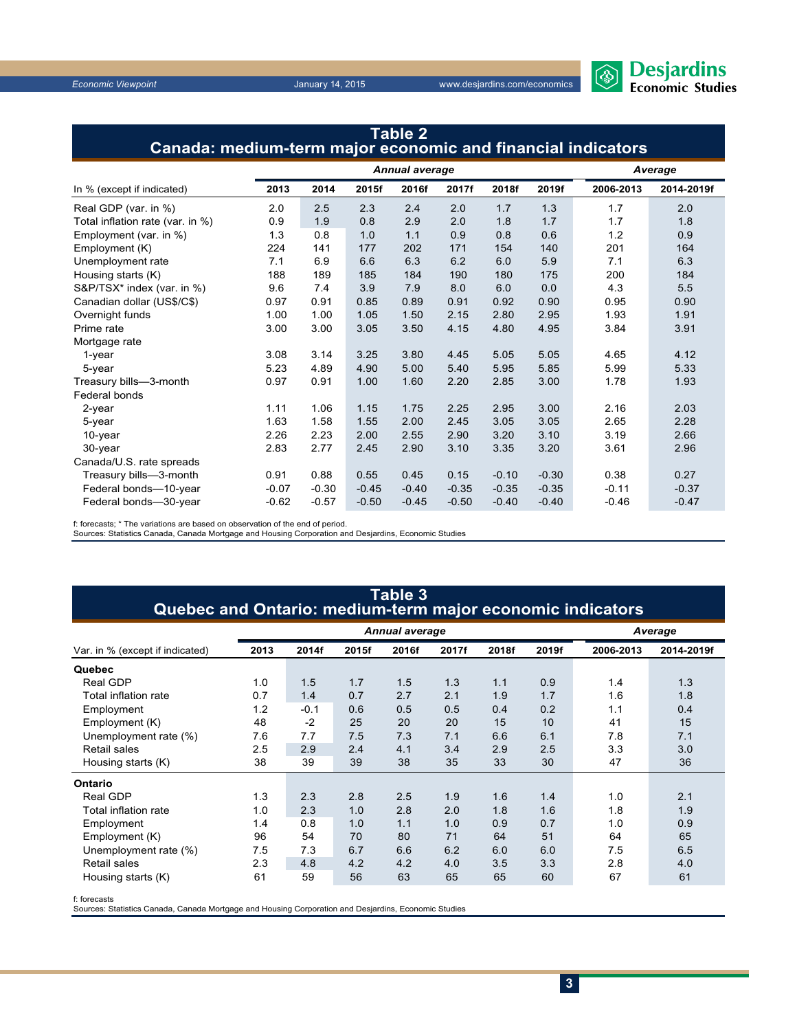## Table 2
## Canada: medium-term major economic and financial indicators

| In % (except if indicated) | 2013 | 2014 | 2015f | 2016f | 2017f | 2018f | 2019f | 2006-2013 | 2014-2019f |
|---|---|---|---|---|---|---|---|---|---|
| | *Annual average* | | | | | | | *Average* | |
| Real GDP (var. in %) | 2.0 | 2.5 | 2.3 | 2.4 | 2.0 | 1.7 | 1.3 | 1.7 | 2.0 |
| Total inflation rate (var. in %) | 0.9 | 1.9 | 0.8 | 2.9 | 2.0 | 1.8 | 1.7 | 1.7 | 1.8 |
| Employment (var. in %) | 1.3 | 0.8 | 1.0 | 1.1 | 0.9 | 0.8 | 0.6 | 1.2 | 0.9 |
| Employment (K) | 224 | 141 | 177 | 202 | 171 | 154 | 140 | 201 | 164 |
| Unemployment rate | 7.1 | 6.9 | 6.6 | 6.3 | 6.2 | 6.0 | 5.9 | 7.1 | 6.3 |
| Housing starts (K) | 188 | 189 | 185 | 184 | 190 | 180 | 175 | 200 | 184 |
| S&P/TSX* index (var. in %) | 9.6 | 7.4 | 3.9 | 7.9 | 8.0 | 6.0 | 0.0 | 4.3 | 5.5 |
| Canadian dollar (US$/C$) | 0.97 | 0.91 | 0.85 | 0.89 | 0.91 | 0.92 | 0.90 | 0.95 | 0.90 |
| Overnight funds | 1.00 | 1.00 | 1.05 | 1.50 | 2.15 | 2.80 | 2.95 | 1.93 | 1.91 |
| Prime rate | 3.00 | 3.00 | 3.05 | 3.50 | 4.15 | 4.80 | 4.95 | 3.84 | 3.91 |
| Mortgage rate | | | | | | | | | |
| 1-year | 3.08 | 3.14 | 3.25 | 3.80 | 4.45 | 5.05 | 5.05 | 4.65 | 4.12 |
| 5-year | 5.23 | 4.89 | 4.90 | 5.00 | 5.40 | 5.95 | 5.85 | 5.99 | 5.33 |
| Treasury bills—3-month | 0.97 | 0.91 | 1.00 | 1.60 | 2.20 | 2.85 | 3.00 | 1.78 | 1.93 |
| Federal bonds | | | | | | | | | |
| 2-year | 1.11 | 1.06 | 1.15 | 1.75 | 2.25 | 2.95 | 3.00 | 2.16 | 2.03 |
| 5-year | 1.63 | 1.58 | 1.55 | 2.00 | 2.45 | 3.05 | 3.05 | 2.65 | 2.28 |
| 10-year | 2.26 | 2.23 | 2.00 | 2.55 | 2.90 | 3.20 | 3.10 | 3.19 | 2.66 |
| 30-year | 2.83 | 2.77 | 2.45 | 2.90 | 3.10 | 3.35 | 3.20 | 3.61 | 2.96 |
| Canada/U.S. rate spreads | | | | | | | | | |
| Treasury bills—3-month | 0.91 | 0.88 | 0.55 | 0.45 | 0.15 | -0.10 | -0.30 | 0.38 | 0.27 |
| Federal bonds—10-year | -0.07 | -0.30 | -0.45 | -0.40 | -0.35 | -0.35 | -0.35 | -0.11 | -0.37 |
| Federal bonds—30-year | -0.62 | -0.57 | -0.50 | -0.45 | -0.50 | -0.40 | -0.40 | -0.46 | -0.47 |

f: forecasts; * The variations are based on observation of the end of period.
Sources: Statistics Canada, Canada Mortgage and Housing Corporation and Desjardins, Economic Studies

## Table 3
## Quebec and Ontario: medium-term major economic indicators

| Var. in % (except if indicated) | 2013 | 2014f | 2015f | 2016f | 2017f | 2018f | 2019f | 2006-2013 | 2014-2019f |
|---|---|---|---|---|---|---|---|---|---|
| | *Annual average* | | | | | | | *Average* | |
| **Quebec** | | | | | | | | | |
| Real GDP | 1.0 | 1.5 | 1.7 | 1.5 | 1.3 | 1.1 | 0.9 | 1.4 | 1.3 |
| Total inflation rate | 0.7 | 1.4 | 0.7 | 2.7 | 2.1 | 1.9 | 1.7 | 1.6 | 1.8 |
| Employment | 1.2 | -0.1 | 0.6 | 0.5 | 0.5 | 0.4 | 0.2 | 1.1 | 0.4 |
| Employment (K) | 48 | -2 | 25 | 20 | 20 | 15 | 10 | 41 | 15 |
| Unemployment rate (%) | 7.6 | 7.7 | 7.5 | 7.3 | 7.1 | 6.6 | 6.1 | 7.8 | 7.1 |
| Retail sales | 2.5 | 2.9 | 2.4 | 4.1 | 3.4 | 2.9 | 2.5 | 3.3 | 3.0 |
| Housing starts (K) | 38 | 39 | 39 | 38 | 35 | 33 | 30 | 47 | 36 |
| **Ontario** | | | | | | | | | |
| Real GDP | 1.3 | 2.3 | 2.8 | 2.5 | 1.9 | 1.6 | 1.4 | 1.0 | 2.1 |
| Total inflation rate | 1.0 | 2.3 | 1.0 | 2.8 | 2.0 | 1.8 | 1.6 | 1.8 | 1.9 |
| Employment | 1.4 | 0.8 | 1.0 | 1.1 | 1.0 | 0.9 | 0.7 | 1.0 | 0.9 |
| Employment (K) | 96 | 54 | 70 | 80 | 71 | 64 | 51 | 64 | 65 |
| Unemployment rate (%) | 7.5 | 7.3 | 6.7 | 6.6 | 6.2 | 6.0 | 6.0 | 7.5 | 6.5 |
| Retail sales | 2.3 | 4.8 | 4.2 | 4.2 | 4.0 | 3.5 | 3.3 | 2.8 | 4.0 |
| Housing starts (K) | 61 | 59 | 56 | 63 | 65 | 65 | 60 | 67 | 61 |

f: forecasts
Sources: Statistics Canada, Canada Mortgage and Housing Corporation and Desjardins, Economic Studies